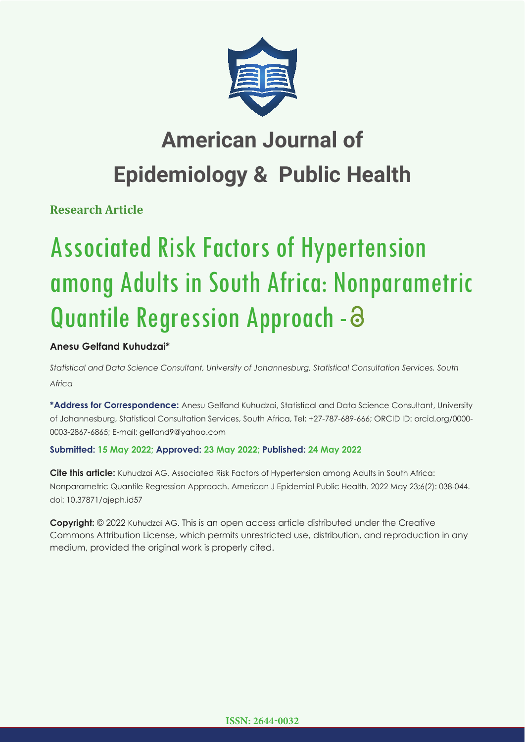# American Journal of Epidemiology & Public Health

**Research Article**

# Associated Risk Factors of Hypertension among Adults in South Africa: Nonparametric Quantile Regression Approach -

**Anesu Gelfand Kuhudzai***

*Statistical and Data Science Consultant, University of Johannesburg, Statistical Consultation Services, South Africa*

**\*Address for Correspondence:** Anesu Gelfand Kuhudzai, Statistical and Data Science Consultant, University of Johannesburg, Statistical Consultation Services, South Africa, Tel: +27-787-689-666; ORCID ID: orcid.org/0000-0003-2867-6865; E-mail: gelfand9@yahoo.com

**Submitted: 15 May 2022; Approved: 23 May 2022; Published: 24 May 2022**

**Cite this article:** Kuhudzai AG, Associated Risk Factors of Hypertension among Adults in South Africa: Nonparametric Quantile Regression Approach. American J Epidemiol Public Health. 2022 May 23;6(2): 038-044. doi: 10.37871/ajeph.id57

**Copyright:** © 2022 Kuhudzai AG. This is an open access article distributed under the Creative Commons Attribution License, which permits unrestricted use, distribution, and reproduction in any medium, provided the original work is properly cited.

**ISSN: 2644-0032**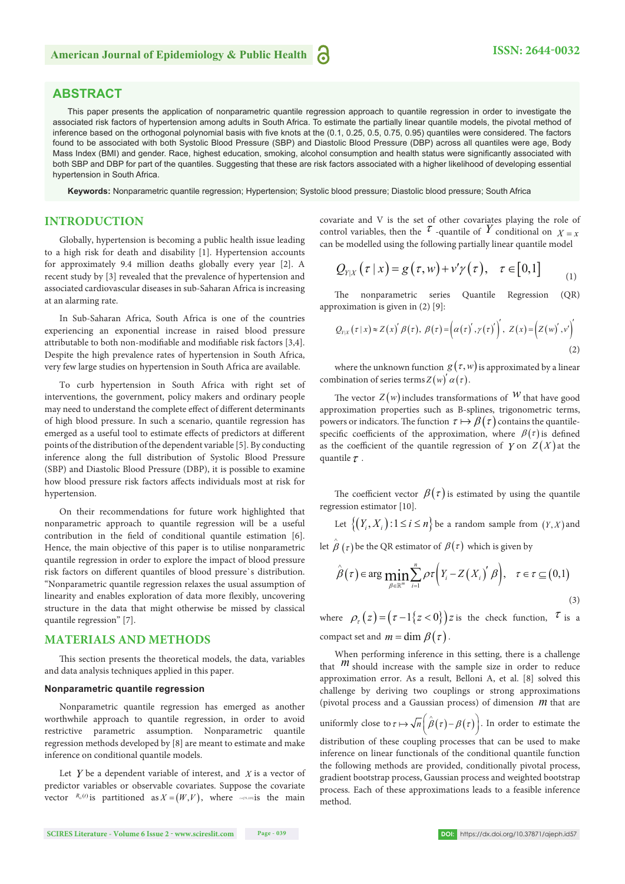## ABSTRACT

This paper presents the application of nonparametric quantile regression approach to quantile regression in order to investigate the associated risk factors of hypertension among adults in South Africa. To estimate the partially linear quantile models, the pivotal method of inference based on the orthogonal polynomial basis with five knots at the (0.1, 0.25, 0.5, 0.75, 0.95) quantiles were considered. The factors found to be associated with both Systolic Blood Pressure (SBP) and Diastolic Blood Pressure (DBP) across all quantiles were age, Body Mass Index (BMI) and gender. Race, highest education, smoking, alcohol consumption and health status were significantly associated with both SBP and DBP for part of the quantiles. Suggesting that these are risk factors associated with a higher likelihood of developing essential hypertension in South Africa.

**Keywords:** Nonparametric quantile regression; Hypertension; Systolic blood pressure; Diastolic blood pressure; South Africa

## INTRODUCTION

Globally, hypertension is becoming a public health issue leading to a high risk for death and disability [1]. Hypertension accounts for approximately 9.4 million deaths globally every year [2]. A recent study by [3] revealed that the prevalence of hypertension and associated cardiovascular diseases in sub-Saharan Africa is increasing at an alarming rate.

In Sub-Saharan Africa, South Africa is one of the countries experiencing an exponential increase in raised blood pressure attributable to both non-modifiable and modifiable risk factors [3,4]. Despite the high prevalence rates of hypertension in South Africa, very few large studies on hypertension in South Africa are available.

To curb hypertension in South Africa with right set of interventions, the government, policy makers and ordinary people may need to understand the complete effect of different determinants of high blood pressure. In such a scenario, quantile regression has emerged as a useful tool to estimate effects of predictors at different points of the distribution of the dependent variable [5]. By conducting inference along the full distribution of Systolic Blood Pressure (SBP) and Diastolic Blood Pressure (DBP), it is possible to examine how blood pressure risk factors affects individuals most at risk for hypertension.

On their recommendations for future work highlighted that nonparametric approach to quantile regression will be a useful contribution in the field of conditional quantile estimation [6]. Hence, the main objective of this paper is to utilise nonparametric quantile regression in order to explore the impact of blood pressure risk factors on different quantiles of blood pressure`s distribution. "Nonparametric quantile regression relaxes the usual assumption of linearity and enables exploration of data more flexibly, uncovering structure in the data that might otherwise be missed by classical quantile regression" [7].

## MATERIALS AND METHODS

This section presents the theoretical models, the data, variables and data analysis techniques applied in this paper.

### Nonparametric quantile regression

Nonparametric quantile regression has emerged as another worthwhile approach to quantile regression, in order to avoid restrictive parametric assumption. Nonparametric quantile regression methods developed by [8] are meant to estimate and make inference on conditional quantile models.

Let $Y$ be a dependent variable of interest, and $X$ is a vector of predictor variables or observable covariates. Suppose the covariate vector $R_d(t)$ is partitioned as $X=(W,V)$, where $_{t\in[0,220]}$ is the main covariate and V is the set of other covariates playing the role of control variables, then the $\tau$ -quantile of $Y$ conditional on $X=x$ can be modelled using the following partially linear quantile model

$$Q_{Y|X}(\tau \mid x) = g(\tau, w) + v'\gamma(\tau), \quad \tau \in [0,1] \tag{1}$$

The nonparametric series Quantile Regression (QR) approximation is given in (2) [9]:

$$Q_{Y|X}(\tau \mid x) \approx Z(x)'\beta(\tau),\ \beta(\tau) = \left(\alpha(\tau)', \gamma(\tau)'\right)',\ Z(x) = \left(Z(w)', v'\right)' \tag{2}$$

where the unknown function $g(\tau, w)$ is approximated by a linear combination of series terms $Z(w)'\alpha(\tau)$.

The vector $Z(w)$ includes transformations of $w$ that have good approximation properties such as B-splines, trigonometric terms, powers or indicators. The function $\tau \mapsto \beta(\tau)$ contains the quantile-specific coefficients of the approximation, where $\beta(\tau)$ is defined as the coefficient of the quantile regression of $Y$ on $Z(X)$ at the quantile $\tau$.

The coefficient vector $\beta(\tau)$ is estimated by using the quantile regression estimator [10].

Let $\{(Y_i, X_i): 1 \le i \le n\}$ be a random sample from $(Y, X)$ and let $\hat{\beta}(\tau)$ be the QR estimator of $\beta(\tau)$ which is given by

$$\hat{\beta}(\tau) \in \arg\min_{\beta \in \mathbb{R}^m} \sum_{i=1}^{n} \rho\tau\left(Y_i - Z(X_i)'\beta\right), \quad \tau \in \tau \subseteq (0,1) \tag{3}$$

where $\rho_\tau(z) = (\tau - 1\{z<0\})z$ is the check function, $\tau$ is a compact set and $m = \dim \beta(\tau)$.

When performing inference in this setting, there is a challenge that $m$ should increase with the sample size in order to reduce approximation error. As a result, Belloni A, et al. [8] solved this challenge by deriving two couplings or strong approximations (pivotal process and a Gaussian process) of dimension $m$ that are uniformly close to $\tau \mapsto \sqrt{n}\left(\hat{\beta}(\tau) - \beta(\tau)\right)$. In order to estimate the distribution of these coupling processes that can be used to make inference on linear functionals of the conditional quantile function the following methods are provided, conditionally pivotal process, gradient bootstrap process, Gaussian process and weighted bootstrap process. Each of these approximations leads to a feasible inference method.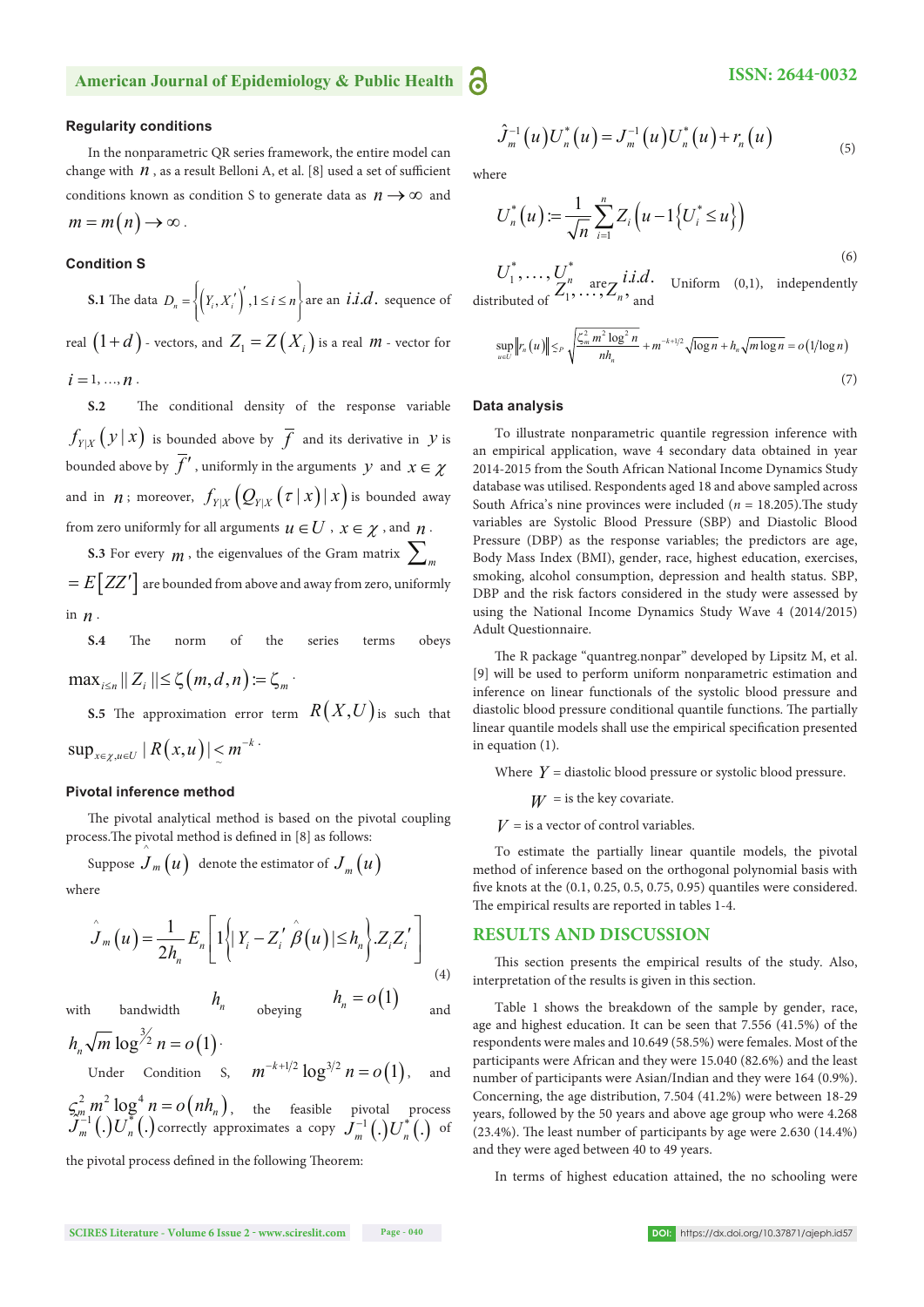### Regularity conditions

In the nonparametric QR series framework, the entire model can change with $n$, as a result Belloni A, et al. [8] used a set of sufficient conditions known as condition S to generate data as $n \to \infty$ and $m = m(n) \to \infty$.

### Condition S

**S.1** The data $D_n = \left\{ \left(Y_i, X_i'\right)', 1 \le i \le n \right\}$ are an $i.i.d.$ sequence of real $(1+d)$ - vectors, and $Z_1 = Z(X_i)$ is a real $m$ - vector for $i = 1, \ldots, n$.

**S.2** The conditional density of the response variable $f_{Y|X}(y \mid x)$ is bounded above by $\bar{f}$ and its derivative in $y$ is bounded above by $\bar{f}'$, uniformly in the arguments $y$ and $x \in \chi$ and in $n$; moreover, $f_{Y|X}\left(Q_{Y|X}(\tau \mid x) \mid x\right)$ is bounded away from zero uniformly for all arguments $u \in U$, $x \in \chi$, and $n$.

**S.3** For every $m$, the eigenvalues of the Gram matrix $\sum_m = E\left[ZZ'\right]$ are bounded from above and away from zero, uniformly in $n$.

**S.4** The norm of the series terms obeys $\max_{i \le n} \| Z_i \| \le \zeta(m,d,n) := \zeta_m$.

**S.5** The approximation error term $R(X,U)$ is such that $\sup_{x \in \chi, u \in U} | R(x,u) | \lesssim m^{-k}$.

### Pivotal inference method

The pivotal analytical method is based on the pivotal coupling process.The pivotal method is defined in [8] as follows:

Suppose $\hat{J}_m(u)$ denote the estimator of $J_m(u)$

where

$$\hat{J}_m(u) = \frac{1}{2h_n} E_n\left[ 1\left\{ \left| Y_i - Z_i' \hat{\beta}(u) \right| \le h_n \right\} . Z_i Z_i' \right] \tag{4}$$

with bandwidth $h_n$ obeying $h_n = o(1)$ and $h_n \sqrt{m} \log^{3/2} n = o(1)$.

Under Condition S, $m^{-k+1/2} \log^{3/2} n = o(1)$, and $\zeta_m^2 m^2 \log^4 n = o(nh_n)$, the feasible pivotal process $\hat{J}_m^{-1}(.) U_n^*(.)$ correctly approximates a copy $J_m^{-1}(.) U_n^*(.)$ of the pivotal process defined in the following Theorem:

$$\hat{J}_m^{-1}(u) U_n^*(u) = J_m^{-1}(u) U_n^*(u) + r_n(u) \tag{5}$$

where

$$U_n^*(u) := \frac{1}{\sqrt{n}} \sum_{i=1}^{n} Z_i \left( u - 1\left\{ U_i^* \le u \right\} \right) \tag{6}$$

$U_1^*, \ldots, U_n^*$ are $i.i.d.$ Uniform (0,1), independently distributed of $Z_1, \ldots, Z_n$, and

$$\sup_{u \in U} \left\| r_n(u) \right\| \lesssim_P \sqrt{\frac{\zeta_m^2 m^2 \log^2 n}{nh_n}} + m^{-k+1/2} \sqrt{\log n} + h_n \sqrt{m \log n} = o(1/\log n) \tag{7}$$

### Data analysis

To illustrate nonparametric quantile regression inference with an empirical application, wave 4 secondary data obtained in year 2014-2015 from the South African National Income Dynamics Study database was utilised. Respondents aged 18 and above sampled across South Africa's nine provinces were included ($n$ = 18.205).The study variables are Systolic Blood Pressure (SBP) and Diastolic Blood Pressure (DBP) as the response variables; the predictors are age, Body Mass Index (BMI), gender, race, highest education, exercises, smoking, alcohol consumption, depression and health status. SBP, DBP and the risk factors considered in the study were assessed by using the National Income Study Wave 4 (2014/2015) Adult Questionnaire.

The R package "quantreg.nonpar" developed by Lipsitz M, et al. [9] will be used to perform uniform nonparametric estimation and inference on linear functionals of the systolic blood pressure and diastolic blood pressure conditional quantile functions. The partially linear quantile models shall use the empirical specification presented in equation (1).

Where $Y$ = diastolic blood pressure or systolic blood pressure.

$W$ = is the key covariate.

$V$ = is a vector of control variables.

To estimate the partially linear quantile models, the pivotal method of inference based on the orthogonal polynomial basis with five knots at the (0.1, 0.25, 0.5, 0.75, 0.95) quantiles were considered. The empirical results are reported in tables 1-4.

## RESULTS AND DISCUSSION

This section presents the empirical results of the study. Also, interpretation of the results is given in this section.

Table 1 shows the breakdown of the sample by gender, race, age and highest education. It can be seen that 7.556 (41.5%) of the respondents were males and 10.649 (58.5%) were females. Most of the participants were African and they were 15.040 (82.6%) and the least number of participants were Asian/Indian and they were 164 (0.9%). Concerning, the age distribution, 7.504 (41.2%) were between 18-29 years, followed by the 50 years and above age group who were 4.268 (23.4%). The least number of participants by age were 2.630 (14.4%) and they were aged between 40 to 49 years.

In terms of highest education attained, the no schooling were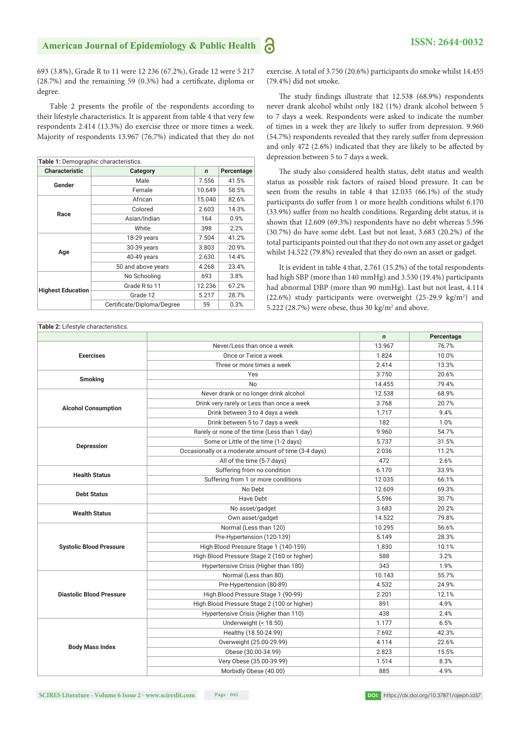693 (3.8%), Grade R to 11 were 12 236 (67.2%), Grade 12 were 5 217 (28.7%) and the remaining 59 (0.3%) had a certificate, diploma or degree.

Table 2 presents the profile of the respondents according to their lifestyle characteristics. It is apparent from table 4 that very few respondents 2.414 (13.3%) do exercise three or more times a week. Majority of respondents 13.967 (76.7%) indicated that they do not exercise. A total of 3.750 (20.6%) participants do smoke whilst 14.455 (79.4%) did not smoke.

**Table 1:** Demographic characteristics.

| Characteristic | Category | *n* | Percentage |
|---|---|---|---|
| Gender | Male | 7.556 | 41.5% |
| | Female | 10.649 | 58.5% |
| Race | African | 15.040 | 82.6% |
| | Colored | 2.603 | 14.3% |
| | Asian/Indian | 164 | 0.9% |
| | White | 398 | 2.2% |
| Age | 18-29 years | 7.504 | 41.2% |
| | 30-39 years | 3.803 | 20.9% |
| | 40-49 years | 2.630 | 14.4% |
| | 50 and above years | 4.268 | 23.4% |
| Highest Education | No Schooling | 693 | 3.8% |
| | Grade R to 11 | 12.236 | 67.2% |
| | Grade 12 | 5.217 | 28.7% |
| | Certificate/Diploma/Degree | 59 | 0.3% |

The study findings illustrate that 12.538 (68.9%) respondents never drank alcohol whilst only 182 (1%) drank alcohol between 5 to 7 days a week. Respondents were asked to indicate the number of times in a week they are likely to suffer from depression. 9.960 (54.7%) respondents revealed that they rarely suffer from depression and only 472 (2.6%) indicated that they are likely to be affected by depression between 5 to 7 days a week.

The study also considered health status, debt status and wealth status as possible risk factors of raised blood pressure. It can be seen from the results in table 4 that 12.035 (66.1%) of the study participants do suffer from 1 or more health conditions whilst 6.170 (33.9%) suffer from no health conditions. Regarding debt status, it is shown that 12.609 (69.3%) respondents have no debt whereas 5.596 (30.7%) do have some debt. Last but not least, 3.683 (20.2%) of the total participants pointed out that they do not own any asset or gadget whilst 14.522 (79.8%) revealed that they do own an asset or gadget.

It is evident in table 4 that, 2.761 (15.2%) of the total respondents had high SBP (more than 140 mmHg) and 3.530 (19.4%) participants had abnormal DBP (more than 90 mmHg). Last but not least, 4.114 (22.6%) study participants were overweight (25-29.9 kg/m$^2$) and 5.222 (28.7%) were obese, thus 30 kg/m$^2$ and above.

**Table 2:** Lifestyle characteristics.

| | | *n* | Percentage |
|---|---|---|---|
| Exercises | Never/Less than once a week | 13.967 | 76.7% |
| | Once or Twice a week | 1.824 | 10.0% |
| | Three or more times a week | 2.414 | 13.3% |
| Smoking | Yes | 3.750 | 20.6% |
| | No | 14.455 | 79.4% |
| Alcohol Consumption | Never drank or no longer drink alcohol | 12.538 | 68.9% |
| | Drink very rarely or Less than once a week | 3.768 | 20.7% |
| | Drink between 3 to 4 days a week | 1.717 | 9.4% |
| | Drink between 5 to 7 days a week | 182 | 1.0% |
| Depression | Rarely or none of the time (Less than 1 day) | 9.960 | 54.7% |
| | Some or Little of the time (1-2 days) | 5.737 | 31.5% |
| | Occasionally or a moderate amount of time (3-4 days) | 2.036 | 11.2% |
| | All of the time (5-7 days) | 472 | 2.6% |
| Health Status | Suffering from no condition | 6.170 | 33.9% |
| | Suffering from 1 or more conditions | 12.035 | 66.1% |
| Debt Status | No Debt | 12.609 | 69.3% |
| | Have Debt | 5.596 | 30.7% |
| Wealth Status | No asset/gadget | 3.683 | 20.2% |
| | Own asset/gadget | 14.522 | 79.8% |
| Systolic Blood Pressure | Normal (Less than 120) | 10.295 | 56.6% |
| | Pre-Hypertension (120-139) | 5.149 | 28.3% |
| | High Blood Pressure Stage 1 (140-159) | 1.830 | 10.1% |
| | High Blood Pressure Stage 2 (160 or higher) | 588 | 3.2% |
| | Hypertensive Crisis (Higher than 180) | 343 | 1.9% |
| Diastolic Blood Pressure | Normal (Less than 80) | 10.143 | 55.7% |
| | Pre-Hypertension (80-89) | 4.532 | 24.9% |
| | High Blood Pressure Stage 1 (90-99) | 2.201 | 12.1% |
| | High Blood Pressure Stage 2 (100 or higher) | 891 | 4.9% |
| | Hypertensive Crisis (Higher than 110) | 438 | 2.4% |
| Body Mass Index | Underweight (< 18.50) | 1.177 | 6.5% |
| | Healthy (18.50-24.99) | 7.692 | 42.3% |
| | Overweight (25.00-29.99) | 4.114 | 22.6% |
| | Obese (30.00-34.99) | 2.823 | 15.5% |
| | Very Obese (35.00-39.99) | 1.514 | 8.3% |
| | Morbidly Obese (40.00) | 885 | 4.9% |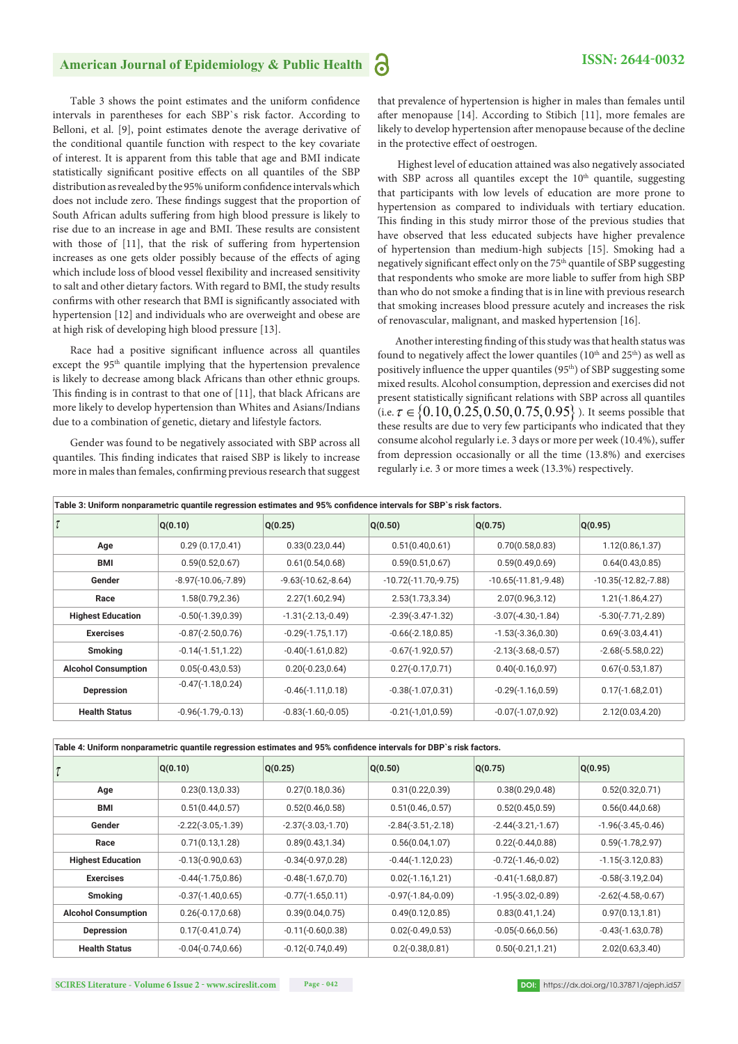Table 3 shows the point estimates and the uniform confidence intervals in parentheses for each SBP`s risk factor. According to Belloni, et al. [9], point estimates denote the average derivative of the conditional quantile function with respect to the key covariate of interest. It is apparent from this table that age and BMI indicate statistically significant positive effects on all quantiles of the SBP distribution as revealed by the 95% uniform confidence intervals which does not include zero. These findings suggest that the proportion of South African adults suffering from high blood pressure is likely to rise due to an increase in age and BMI. These results are consistent with those of [11], that the risk of suffering from hypertension increases as one gets older possibly because of the effects of aging which include loss of blood vessel flexibility and increased sensitivity to salt and other dietary factors. With regard to BMI, the study results confirms with other research that BMI is significantly associated with hypertension [12] and individuals who are overweight and obese are at high risk of developing high blood pressure [13].

Race had a positive significant influence across all quantiles except the 95th quantile implying that the hypertension prevalence is likely to decrease among black Africans than other ethnic groups. This finding is in contrast to that one of [11], that black Africans are more likely to develop hypertension than Whites and Asians/Indians due to a combination of genetic, dietary and lifestyle factors.

Gender was found to be negatively associated with SBP across all quantiles. This finding indicates that raised SBP is likely to increase more in males than females, confirming previous research that suggest that prevalence of hypertension is higher in males than females until after menopause [14]. According to Stibich [11], more females are likely to develop hypertension after menopause because of the decline in the protective effect of oestrogen.

Highest level of education attained was also negatively associated with SBP across all quantiles except the 10th quantile, suggesting that participants with low levels of education are more prone to hypertension as compared to individuals with tertiary education. This finding in this study mirror those of the previous studies that have observed that less educated subjects have higher prevalence of hypertension than medium-high subjects [15]. Smoking had a negatively significant effect only on the 75th quantile of SBP suggesting that respondents who smoke are more liable to suffer from high SBP than who do not smoke a finding that is in line with previous research that smoking increases blood pressure acutely and increases the risk of renovascular, malignant, and masked hypertension [16].

Another interesting finding of this study was that health status was found to negatively affect the lower quantiles (10th and 25th) as well as positively influence the upper quantiles (95th) of SBP suggesting some mixed results. Alcohol consumption, depression and exercises did not present statistically significant relations with SBP across all quantiles (i.e. $\tau \in \{0.10, 0.25, 0.50, 0.75, 0.95\}$ ). It seems possible that these results are due to very few participants who indicated that they consume alcohol regularly i.e. 3 days or more per week (10.4%), suffer from depression occasionally or all the time (13.8%) and exercises regularly i.e. 3 or more times a week (13.3%) respectively.

**Table 3: Uniform nonparametric quantile regression estimates and 95% confidence intervals for SBP`s risk factors.**

| $\tau$ | Q(0.10) | Q(0.25) | Q(0.50) | Q(0.75) | Q(0.95) |
|---|---|---|---|---|---|
| Age | 0.29 (0.17,0.41) | 0.33(0.23,0.44) | 0.51(0.40,0.61) | 0.70(0.58,0.83) | 1.12(0.86,1.37) |
| BMI | 0.59(0.52,0.67) | 0.61(0.54,0.68) | 0.59(0.51,0.67) | 0.59(0.49,0.69) | 0.64(0.43,0.85) |
| Gender | -8.97(-10.06,-7.89) | -9.63(-10.62,-8.64) | -10.72(-11.70,-9.75) | -10.65(-11.81,-9.48) | -10.35(-12.82,-7.88) |
| Race | 1.58(0.79,2.36) | 2.27(1.60,2.94) | 2.53(1.73,3.34) | 2.07(0.96,3.12) | 1.21(-1.86,4.27) |
| Highest Education | -0.50(-1.39,0.39) | -1.31(-2.13,-0.49) | -2.39(-3.47-1.32) | -3.07(-4.30,-1.84) | -5.30(-7.71,-2.89) |
| Exercises | -0.87(-2.50,0.76) | -0.29(-1.75,1.17) | -0.66(-2.18,0.85) | -1.53(-3.36,0.30) | 0.69(-3.03,4.41) |
| Smoking | -0.14(-1.51,1.22) | -0.40(-1.61,0.82) | -0.67(-1.92,0.57) | -2.13(-3.68,-0.57) | -2.68(-5.58,0.22) |
| Alcohol Consumption | 0.05(-0.43,0.53) | 0.20(-0.23,0.64) | 0.27(-0.17,0.71) | 0.40(-0.16,0.97) | 0.67(-0.53,1.87) |
| Depression | -0.47(-1.18,0.24) | -0.46(-1.11,0.18) | -0.38(-1.07,0.31) | -0.29(-1.16,0.59) | 0.17(-1.68,2.01) |
| Health Status | -0.96(-1.79,-0.13) | -0.83(-1.60,-0.05) | -0.21(-1,01,0.59) | -0.07(-1.07,0.92) | 2.12(0.03,4.20) |

**Table 4: Uniform nonparametric quantile regression estimates and 95% confidence intervals for DBP`s risk factors.**

| $\tau$ | Q(0.10) | Q(0.25) | Q(0.50) | Q(0.75) | Q(0.95) |
|---|---|---|---|---|---|
| Age | 0.23(0.13,0.33) | 0.27(0.18,0.36) | 0.31(0.22,0.39) | 0.38(0.29,0.48) | 0.52(0.32,0.71) |
| BMI | 0.51(0.44,0.57) | 0.52(0.46,0.58) | 0.51(0.46,.0.57) | 0.52(0.45,0.59) | 0.56(0.44,0.68) |
| Gender | -2.22(-3.05,-1.39) | -2.37(-3.03,-1.70) | -2.84(-3.51,-2.18) | -2.44(-3.21,-1.67) | -1.96(-3.45,-0.46) |
| Race | 0.71(0.13,1.28) | 0.89(0.43,1.34) | 0.56(0.04,1.07) | 0.22(-0.44,0.88) | 0.59(-1.78,2.97) |
| Highest Education | -0.13(-0.90,0.63) | -0.34(-0.97,0.28) | -0.44(-1.12,0.23) | -0.72(-1.46,-0.02) | -1.15(-3.12,0.83) |
| Exercises | -0.44(-1.75,0.86) | -0.48(-1.67,0.70) | 0.02(-1.16,1.21) | -0.41(-1.68,0.87) | -0.58(-3.19,2.04) |
| Smoking | -0.37(-1.40,0.65) | -0.77(-1.65,0.11) | -0.97(-1.84,-0.09) | -1.95(-3.02,-0.89) | -2.62(-4.58,-0.67) |
| Alcohol Consumption | 0.26(-0.17,0.68) | 0.39(0.04,0.75) | 0.49(0.12,0.85) | 0.83(0.41,1.24) | 0.97(0.13,1.81) |
| Depression | 0.17(-0.41,0.74) | -0.11(-0.60,0.38) | 0.02(-0.49,0.53) | -0.05(-0.66,0.56) | -0.43(-1.63,0.78) |
| Health Status | -0.04(-0.74,0.66) | -0.12(-0.74,0.49) | 0.2(-0.38,0.81) | 0.50(-0.21,1.21) | 2.02(0.63,3.40) |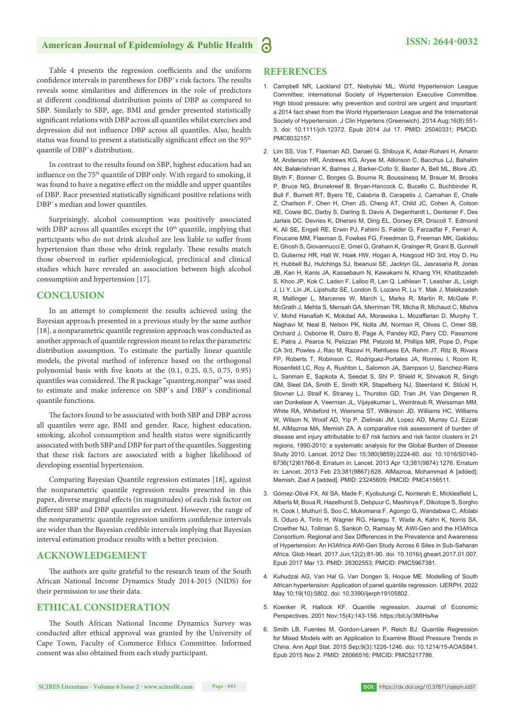Table 4 presents the regression coefficients and the uniform confidence intervals in parentheses for DBP`s risk factors. The results reveals some similarities and differences in the role of predictors at different conditional distribution points of DBP as compared to SBP. Similarly to SBP, age, BMI and gender presented statistically significant relations with DBP across all quantiles whilst exercises and depression did not influence DBP across all quantiles. Also, health status was found to present a statistically significant effect on the 95th quantile of DBP`s distribution.

In contrast to the results found on SBP, highest education had an influence on the 75th quantile of DBP only. With regard to smoking, it was found to have a negative effect on the middle and upper quantiles of DBP. Race presented statistically significant positive relations with DBP`s median and lower quantiles.

Surprisingly, alcohol consumption was positively associated with DBP across all quantiles except the 10th quantile, implying that participants who do not drink alcohol are less liable to suffer from hypertension than those who drink regularly. These results match those observed in earlier epidemiological, preclinical and clinical studies which have revealed an association between high alcohol consumption and hypertension [17].

## CONCLUSION

In an attempt to complement the results achieved using the Bayesian approach presented in a previous study by the same author [18], a nonparametric quantile regression approach was conducted as another approach of quantile regression meant to relax the parametric distribution assumption. To estimate the partially linear quantile models, the pivotal method of inference based on the orthogonal polynomial basis with five knots at the (0.1, 0.25, 0.5, 0.75, 0.95) quantiles was considered. The R package "quantreg.nonpar" was used to estimate and make inference on SBP`s and DBP`s conditional quantile functions.

The factors found to be associated with both SBP and DBP across all quantiles were age, BMI and gender. Race, highest education, smoking, alcohol consumption and health status were significantly associated with both SBP and DBP for part of the quantiles. Suggesting that these risk factors are associated with a higher likelihood of developing essential hypertension.

Comparing Bayesian Quantile regression estimates [18], against the nonparametric quantile regression results presented in this paper, diverse marginal effects (in magnitudes) of each risk factor on different SBP and DBP quantiles are evident. However, the range of the nonparametric quantile regression uniform confidence intervals are wider than the Bayesian credible intervals implying that Bayesian interval estimation produce results with a better precision.

## ACKNOWLEDGEMENT

The authors are quite grateful to the research team of the South African National Income Dynamics Study 2014-2015 (NIDS) for their permission to use their data.

## ETHICAL CONSIDERATION

The South African National Income Dynamics Survey was conducted after ethical approval was granted by the University of Cape Town, Faculty of Commerce Ethics Committee. Informed consent was also obtained from each study participant.

## REFERENCES

1. Campbell NR, Lackland DT, Niebylski ML; World Hypertension League Committee; International Society of Hypertension Executive Committee. High blood pressure: why prevention and control are urgent and important: a 2014 fact sheet from the World Hypertension League and the International Society of Hypertension. J Clin Hypertens (Greenwich). 2014 Aug;16(8):551-3. doi: 10.1111/jch.12372. Epub 2014 Jul 17. PMID: 25040331; PMCID: PMC8032157.

2. Lim SS, Vos T, Flaxman AD, Danaei G, Shibuya K, Adair-Rohani H, Amann M, Anderson HR, Andrews KG, Aryee M, Atkinson C, Bacchus LJ, Bahalim AN, Balakrishnan K, Balmes J, Barker-Collo S, Baxter A, Bell ML, Blore JD, Blyth F, Bonner C, Borges G, Bourne R, Boussinesq M, Brauer M, Brooks P, Bruce NG, Brunekreef B, Bryan-Hancock C, Bucello C, Buchbinder R, Bull F, Burnett RT, Byers TE, Calabria B, Carapetis J, Carnahan E, Chafe Z, Charlson F, Chen H, Chen JS, Cheng AT, Child JC, Cohen A, Colson KE, Cowie BC, Darby S, Darling S, Davis A, Degenhardt L, Dentener F, Des Jarlais DC, Devries K, Dherani M, Ding EL, Dorsey ER, Driscoll T, Edmond K, Ali SE, Engell RE, Erwin PJ, Fahimi S, Falder G, Farzadfar F, Ferrari A, Finucane MM, Flaxman S, Fowkes FG, Freedman G, Freeman MK, Gakidou E, Ghosh S, Giovannucci E, Gmel G, Graham K, Grainger R, Grant B, Gunnell D, Gutierrez HR, Hall W, Hoek HW, Hogan A, Hosgood HD 3rd, Hoy D, Hu H, Hubbell BJ, Hutchings SJ, Ibeanusi SE, Jacklyn GL, Jasrasaria R, Jonas JB, Kan H, Kanis JA, Kassebaum N, Kawakami N, Khang YH, Khatibzadeh S, Khoo JP, Kok C, Laden F, Lalloo R, Lan Q, Lathlean T, Leasher JL, Leigh J, Li Y, Lin JK, Lipshultz SE, London S, Lozano R, Lu Y, Mak J, Malekzadeh R, Mallinger L, Marcenes W, March L, Marks R, Martin R, McGale P, McGrath J, Mehta S, Mensah GA, Merriman TR, Micha R, Michaud C, Mishra V, Mohd Hanafiah K, Mokdad AA, Morawska L, Mozaffarian D, Murphy T, Naghavi M, Neal B, Nelson PK, Nolla JM, Norman R, Olives C, Omer SB, Orchard J, Osborne R, Ostro B, Page A, Pandey KD, Parry CD, Passmore E, Patra J, Pearce N, Pelizzari PM, Petzold M, Phillips MR, Pope D, Pope CA 3rd, Powles J, Rao M, Razavi H, Rehfuess EA, Rehm JT, Ritz B, Rivara FP, Roberts T, Robinson C, Rodriguez-Portales JA, Romieu I, Room R, Rosenfeld LC, Roy A, Rushton L, Salomon JA, Sampson U, Sanchez-Riera L, Sanman E, Sapkota A, Seedat S, Shi P, Shield K, Shivakoti R, Singh GM, Sleet DA, Smith E, Smith KR, Stapelberg NJ, Steenland K, Stöckl H, Stovner LJ, Straif K, Straney L, Thurston GD, Tran JH, Van Dingenen R, van Donkelaar A, Veerman JL, Vijayakumar L, Weintraub R, Weissman MM, White RA, Whiteford H, Wiersma ST, Wilkinson JD, Williams HC, Williams W, Wilson N, Woolf AD, Yip P, Zielinski JM, Lopez AD, Murray CJ, Ezzati M, AlMazroa MA, Memish ZA. A comparative risk assessment of burden of disease and injury attributable to 67 risk factors and risk factor clusters in 21 regions, 1990-2010: a systematic analysis for the Global Burden of Disease Study 2010. Lancet. 2012 Dec 15;380(9859):2224-60. doi: 10.1016/S0140-6736(12)61766-8. Erratum in: Lancet. 2013 Apr 13;381(9874):1276. Erratum in: Lancet. 2013 Feb 23;381(9867):628. AlMazroa, Mohammad A [added]; Memish, Ziad A [added]. PMID: 23245609; PMCID: PMC4156511.

3. Gómez-Olivé FX, Ali SA, Made F, Kyobutungi C, Nonterah E, Micklesfield L, Alberts M, Boua R, Hazelhurst S, Debpuur C, Mashinya F, Dikotope S, Sorgho H, Cook I, Muthuri S, Soo C, Mukomana F, Agongo G, Wandabwa C, Afolabi S, Oduro A, Tinto H, Wagner RG, Haregu T, Wade A, Kahn K, Norris SA, Crowther NJ, Tollman S, Sankoh O, Ramsay M; AWI-Gen and the H3Africa Consortium. Regional and Sex Differences in the Prevalence and Awareness of Hypertension: An H3Africa AWI-Gen Study Across 6 Sites in Sub-Saharan Africa. Glob Heart. 2017 Jun;12(2):81-90. doi: 10.1016/j.gheart.2017.01.007. Epub 2017 Mar 13. PMID: 28302553; PMCID: PMC5967381.

4. Kuhudzai AG, Van Hal G, Van Dongen S, Hoque ME. Modelling of South African hypertension: Application of panel quantile regression. IJERPH. 2022 May 10;19(10):5802. doi: 10.3390/ijerph19105802.

5. Koenker R, Hallock KF. Quantile regression. Journal of Economic Perspectives. 2001 Nov;15(4):143-156. https://bit.ly/3MIHsAw

6. Smith LB, Fuentes M, Gordon-Larsen P, Reich BJ. Quantile Regression for Mixed Models with an Application to Examine Blood Pressure Trends in China. Ann Appl Stat. 2015 Sep;9(3):1226-1246. doi: 10.1214/15-AOAS841. Epub 2015 Nov 2. PMID: 28066516; PMCID: PMC5217786.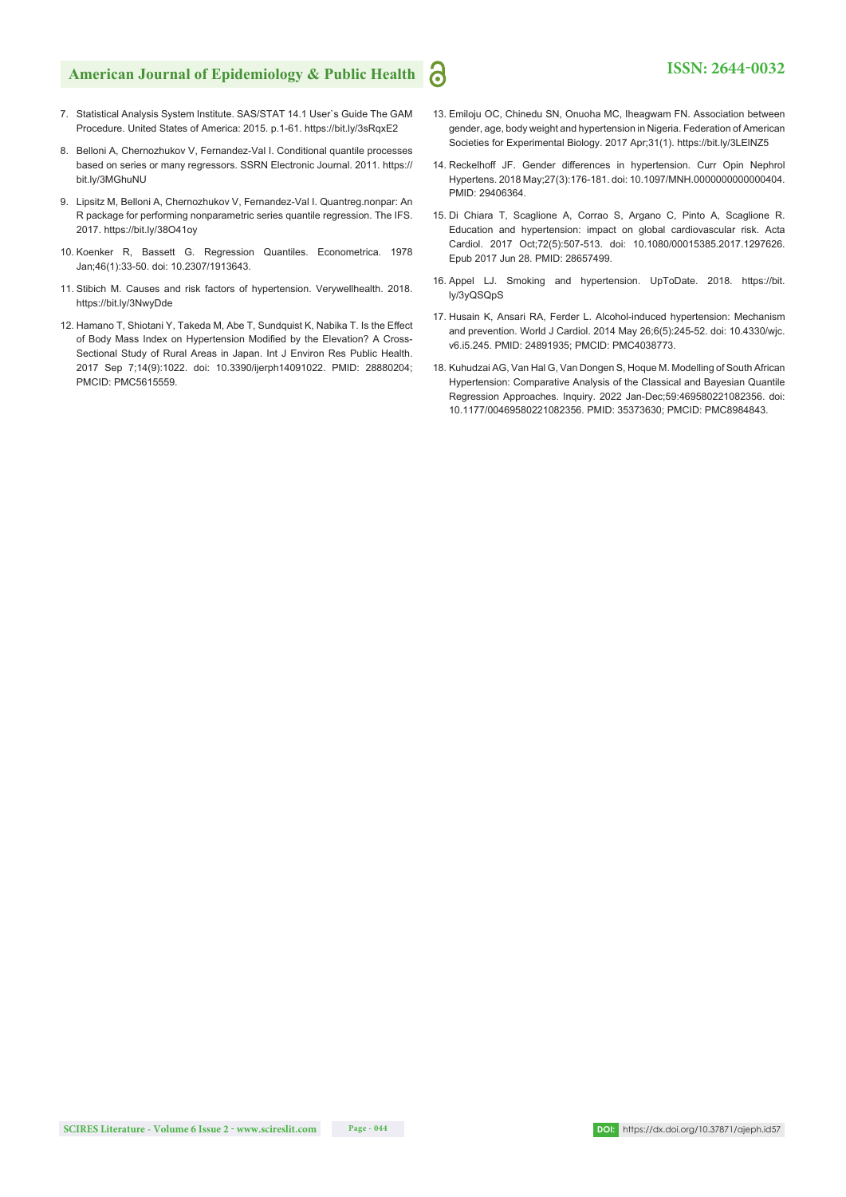7. Statistical Analysis System Institute. SAS/STAT 14.1 User`s Guide The GAM Procedure. United States of America: 2015. p.1-61. https://bit.ly/3sRqxE2

8. Belloni A, Chernozhukov V, Fernandez-Val I. Conditional quantile processes based on series or many regressors. SSRN Electronic Journal. 2011. https://bit.ly/3MGhuNU

9. Lipsitz M, Belloni A, Chernozhukov V, Fernandez-Val I. Quantreg.nonpar: An R package for performing nonparametric series quantile regression. The IFS. 2017. https://bit.ly/38O41oy

10. Koenker R, Bassett G. Regression Quantiles. Econometrica. 1978 Jan;46(1):33-50. doi: 10.2307/1913643.

11. Stibich M. Causes and risk factors of hypertension. Verywellhealth. 2018. https://bit.ly/3NwyDde

12. Hamano T, Shiotani Y, Takeda M, Abe T, Sundquist K, Nabika T. Is the Effect of Body Mass Index on Hypertension Modified by the Elevation? A Cross-Sectional Study of Rural Areas in Japan. Int J Environ Res Public Health. 2017 Sep 7;14(9):1022. doi: 10.3390/ijerph14091022. PMID: 28880204; PMCID: PMC5615559.

13. Emiloju OC, Chinedu SN, Onuoha MC, Iheagwam FN. Association between gender, age, body weight and hypertension in Nigeria. Federation of American Societies for Experimental Biology. 2017 Apr;31(1). https://bit.ly/3LEINZ5

14. Reckelhoff JF. Gender differences in hypertension. Curr Opin Nephrol Hypertens. 2018 May;27(3):176-181. doi: 10.1097/MNH.0000000000000404. PMID: 29406364.

15. Di Chiara T, Scaglione A, Corrao S, Argano C, Pinto A, Scaglione R. Education and hypertension: impact on global cardiovascular risk. Acta Cardiol. 2017 Oct;72(5):507-513. doi: 10.1080/00015385.2017.1297626. Epub 2017 Jun 28. PMID: 28657499.

16. Appel LJ. Smoking and hypertension. UpToDate. 2018. https://bit.ly/3yQSQpS

17. Husain K, Ansari RA, Ferder L. Alcohol-induced hypertension: Mechanism and prevention. World J Cardiol. 2014 May 26;6(5):245-52. doi: 10.4330/wjc.v6.i5.245. PMID: 24891935; PMCID: PMC4038773.

18. Kuhudzai AG, Van Hal G, Van Dongen S, Hoque M. Modelling of South African Hypertension: Comparative Analysis of the Classical and Bayesian Quantile Regression Approaches. Inquiry. 2022 Jan-Dec;59:469580221082356. doi: 10.1177/00469580221082356. PMID: 35373630; PMCID: PMC8984843.